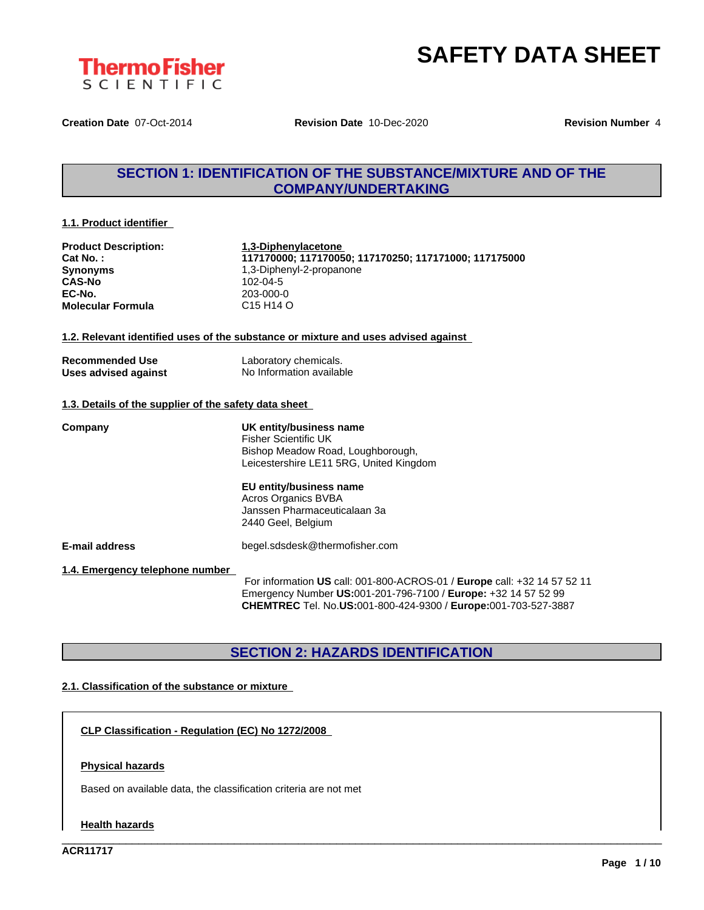ThermoFisher SCIENTIFIC

# SAFETY DATA SHEET

**Creation Date** 07-Oct-2014 **Revision Date** 10-Dec-2020 **Revision Number** 4

## SECTION 1: IDENTIFICATION OF THE SUBSTANCE/MIXTURE AND OF THE COMPANY/UNDERTAKING

### 1.1. Product identifier

| | |
|---|---|
| **Product Description:** | **1,3-Diphenylacetone** |
| **Cat No. :** | **117170000; 117170050; 117170250; 117171000; 117175000** |
| **Synonyms** | 1,3-Diphenyl-2-propanone |
| **CAS-No** | 102-04-5 |
| **EC-No.** | 203-000-0 |
| **Molecular Formula** | C15 H14 O |

### 1.2. Relevant identified uses of the substance or mixture and uses advised against

| | |
|---|---|
| **Recommended Use** | Laboratory chemicals. |
| **Uses advised against** | No Information available |

### 1.3. Details of the supplier of the safety data sheet

**Company**

**UK entity/business name**
Fisher Scientific UK
Bishop Meadow Road, Loughborough,
Leicestershire LE11 5RG, United Kingdom

**EU entity/business name**
Acros Organics BVBA
Janssen Pharmaceuticalaan 3a
2440 Geel, Belgium

**E-mail address** begel.sdsdesk@thermofisher.com

### 1.4. Emergency telephone number

For information **US** call: 001-800-ACROS-01 / **Europe** call: +32 14 57 52 11
Emergency Number **US:**001-201-796-7100 / **Europe:** +32 14 57 52 99
**CHEMTREC** Tel. No.**US:**001-800-424-9300 / **Europe:**001-703-527-3887

## SECTION 2: HAZARDS IDENTIFICATION

### 2.1. Classification of the substance or mixture

**CLP Classification - Regulation (EC) No 1272/2008**

**Physical hazards**

Based on available data, the classification criteria are not met

**Health hazards**

ACR11717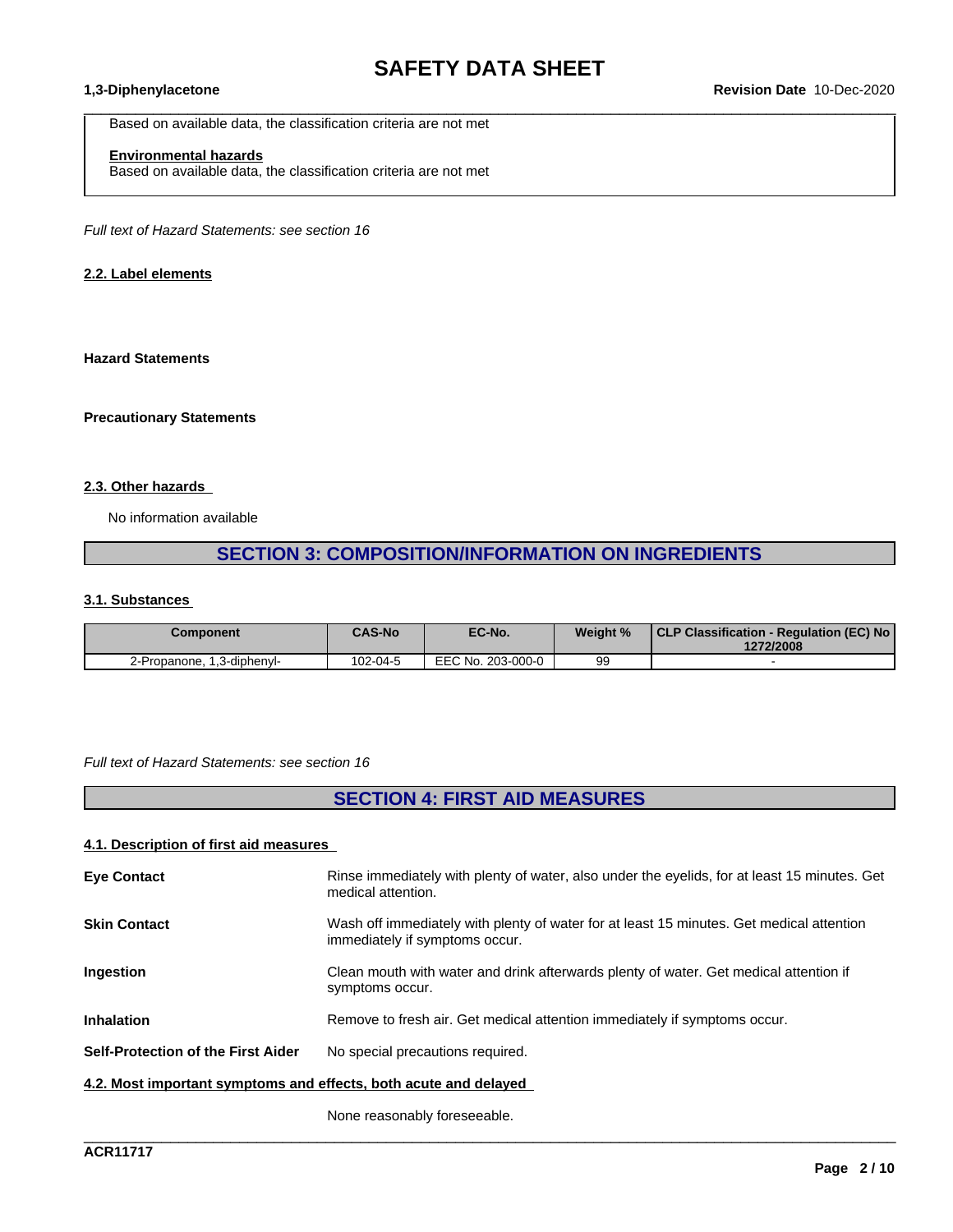Based on available data, the classification criteria are not met

**Environmental hazards**
Based on available data, the classification criteria are not met

*Full text of Hazard Statements: see section 16*

### 2.2. Label elements

**Hazard Statements**

**Precautionary Statements**

### 2.3. Other hazards

No information available

## SECTION 3: COMPOSITION/INFORMATION ON INGREDIENTS

### 3.1. Substances

| Component | CAS-No | EC-No. | Weight % | CLP Classification - Regulation (EC) No 1272/2008 |
|---|---|---|---|---|
| 2-Propanone, 1,3-diphenyl- | 102-04-5 | EEC No. 203-000-0 | 99 | - |

*Full text of Hazard Statements: see section 16*

## SECTION 4: FIRST AID MEASURES

### 4.1. Description of first aid measures

**Eye Contact** Rinse immediately with plenty of water, also under the eyelids, for at least 15 minutes. Get medical attention.

**Skin Contact** Wash off immediately with plenty of water for at least 15 minutes. Get medical attention immediately if symptoms occur.

**Ingestion** Clean mouth with water and drink afterwards plenty of water. Get medical attention if symptoms occur.

**Inhalation** Remove to fresh air. Get medical attention immediately if symptoms occur.

**Self-Protection of the First Aider** No special precautions required.

### 4.2. Most important symptoms and effects, both acute and delayed

None reasonably foreseeable.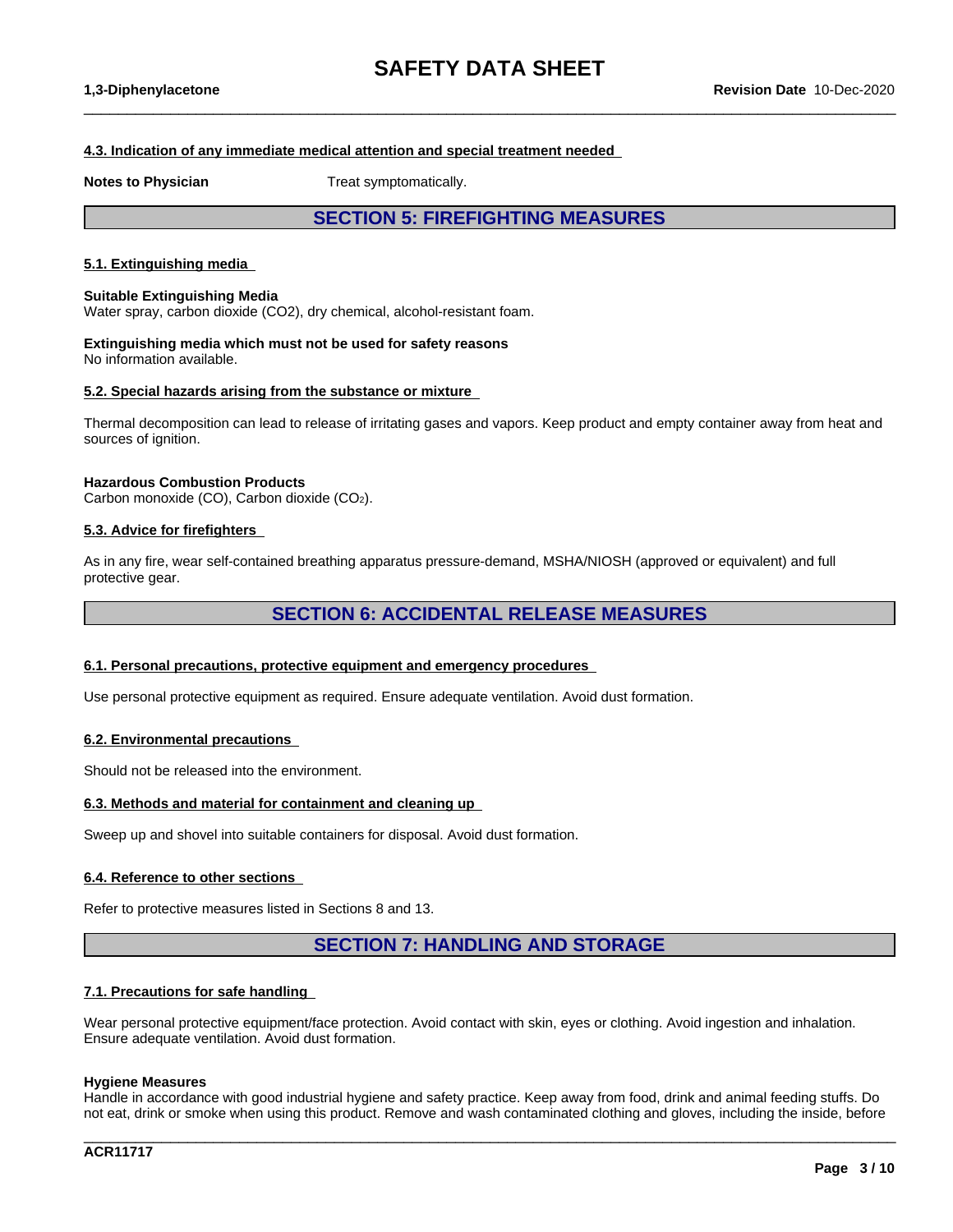#### 4.3. Indication of any immediate medical attention and special treatment needed

**Notes to Physician** Treat symptomatically.

## SECTION 5: FIREFIGHTING MEASURES

#### 5.1. Extinguishing media

**Suitable Extinguishing Media**
Water spray, carbon dioxide (CO2), dry chemical, alcohol-resistant foam.

**Extinguishing media which must not be used for safety reasons**
No information available.

#### 5.2. Special hazards arising from the substance or mixture

Thermal decomposition can lead to release of irritating gases and vapors. Keep product and empty container away from heat and sources of ignition.

**Hazardous Combustion Products**
Carbon monoxide (CO), Carbon dioxide ($CO_2$).

#### 5.3. Advice for firefighters

As in any fire, wear self-contained breathing apparatus pressure-demand, MSHA/NIOSH (approved or equivalent) and full protective gear.

## SECTION 6: ACCIDENTAL RELEASE MEASURES

#### 6.1. Personal precautions, protective equipment and emergency procedures

Use personal protective equipment as required. Ensure adequate ventilation. Avoid dust formation.

#### 6.2. Environmental precautions

Should not be released into the environment.

#### 6.3. Methods and material for containment and cleaning up

Sweep up and shovel into suitable containers for disposal. Avoid dust formation.

#### 6.4. Reference to other sections

Refer to protective measures listed in Sections 8 and 13.

## SECTION 7: HANDLING AND STORAGE

#### 7.1. Precautions for safe handling

Wear personal protective equipment/face protection. Avoid contact with skin, eyes or clothing. Avoid ingestion and inhalation. Ensure adequate ventilation. Avoid dust formation.

**Hygiene Measures**
Handle in accordance with good industrial hygiene and safety practice. Keep away from food, drink and animal feeding stuffs. Do not eat, drink or smoke when using this product. Remove and wash contaminated clothing and gloves, including the inside, before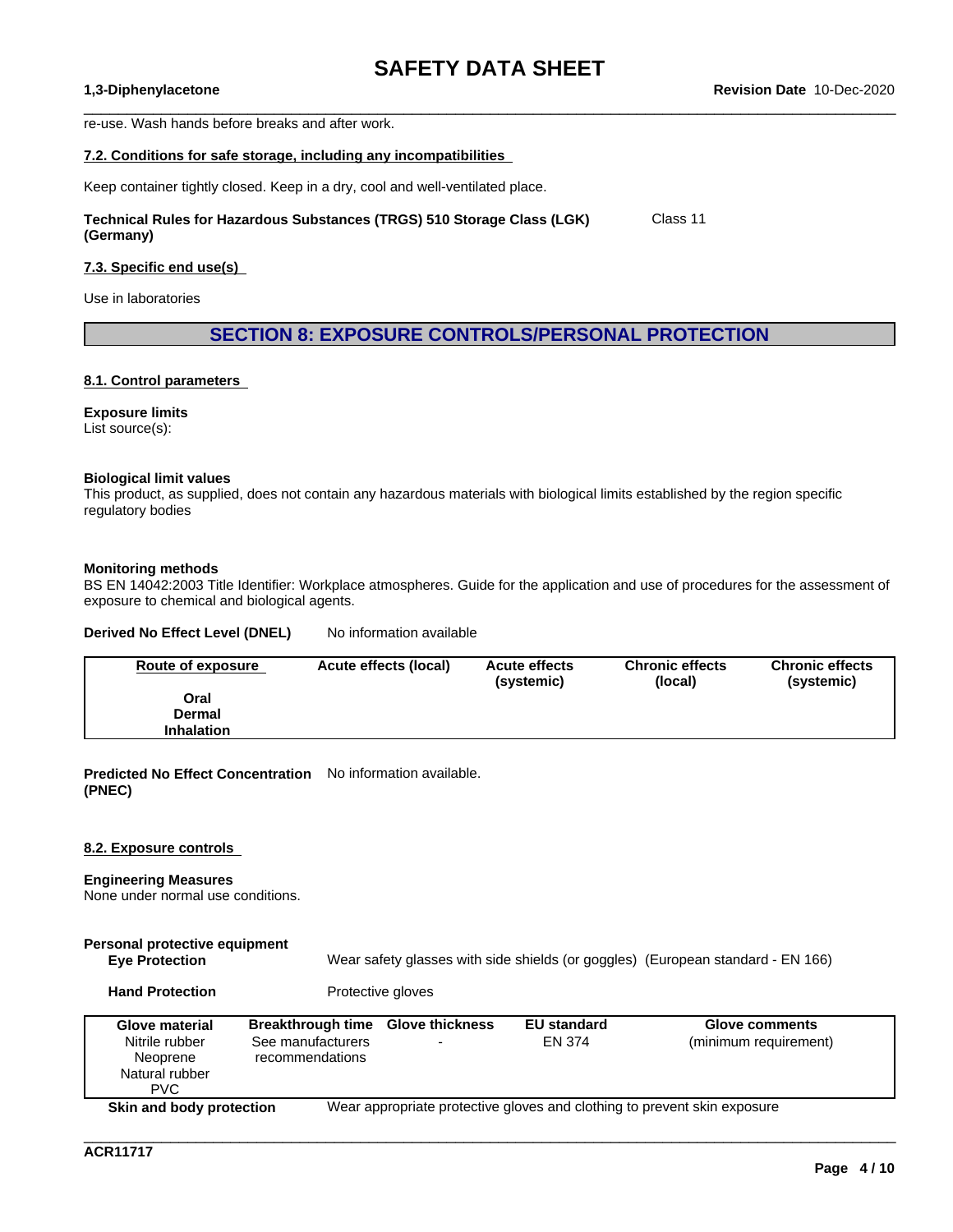re-use. Wash hands before breaks and after work.

### 7.2. Conditions for safe storage, including any incompatibilities

Keep container tightly closed. Keep in a dry, cool and well-ventilated place.

**Technical Rules for Hazardous Substances (TRGS) 510 Storage Class (LGK) (Germany)** Class 11

### 7.3. Specific end use(s)

Use in laboratories

## SECTION 8: EXPOSURE CONTROLS/PERSONAL PROTECTION

### 8.1. Control parameters

**Exposure limits**
List source(s):

**Biological limit values**
This product, as supplied, does not contain any hazardous materials with biological limits established by the region specific regulatory bodies

**Monitoring methods**
BS EN 14042:2003 Title Identifier: Workplace atmospheres. Guide for the application and use of procedures for the assessment of exposure to chemical and biological agents.

**Derived No Effect Level (DNEL)** No information available

| Route of exposure | Acute effects (local) | Acute effects (systemic) | Chronic effects (local) | Chronic effects (systemic) |
|---|---|---|---|---|
| Oral | | | | |
| Dermal | | | | |
| Inhalation | | | | |

**Predicted No Effect Concentration (PNEC)** No information available.

### 8.2. Exposure controls

**Engineering Measures**
None under normal use conditions.

**Personal protective equipment**

**Eye Protection** Wear safety glasses with side shields (or goggles) (European standard - EN 166)

**Hand Protection** Protective gloves

| Glove material | Breakthrough time | Glove thickness | EU standard | Glove comments |
|---|---|---|---|---|
| Nitrile rubber<br>Neoprene<br>Natural rubber<br>PVC | See manufacturers recommendations | - | EN 374 | (minimum requirement) |

**Skin and body protection** Wear appropriate protective gloves and clothing to prevent skin exposure

ACR11717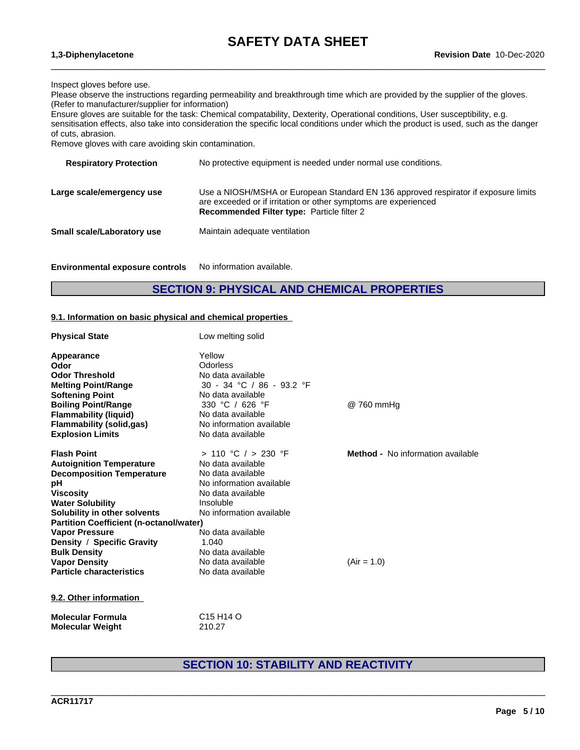Inspect gloves before use.
Please observe the instructions regarding permeability and breakthrough time which are provided by the supplier of the gloves. (Refer to manufacturer/supplier for information)
Ensure gloves are suitable for the task: Chemical compatability, Dexterity, Operational conditions, User susceptibility, e.g. sensitisation effects, also take into consideration the specific local conditions under which the product is used, such as the danger of cuts, abrasion.
Remove gloves with care avoiding skin contamination.

| | |
|---|---|
| **Respiratory Protection** | No protective equipment is needed under normal use conditions. |
| **Large scale/emergency use** | Use a NIOSH/MSHA or European Standard EN 136 approved respirator if exposure limits are exceeded or if irritation or other symptoms are experienced<br>**Recommended Filter type:** Particle filter 2 |
| **Small scale/Laboratory use** | Maintain adequate ventilation |

**Environmental exposure controls** No information available.

## SECTION 9: PHYSICAL AND CHEMICAL PROPERTIES

### 9.1. Information on basic physical and chemical properties

| | | |
|---|---|---|
| **Physical State** | Low melting solid | |
| **Appearance** | Yellow | |
| **Odor** | Odorless | |
| **Odor Threshold** | No data available | |
| **Melting Point/Range** | 30 - 34 °C / 86 - 93.2 °F | |
| **Softening Point** | No data available | |
| **Boiling Point/Range** | 330 °C / 626 °F | @ 760 mmHg |
| **Flammability (liquid)** | No data available | |
| **Flammability (solid,gas)** | No information available | |
| **Explosion Limits** | No data available | |
| **Flash Point** | > 110 °C / > 230 °F | **Method -** No information available |
| **Autoignition Temperature** | No data available | |
| **Decomposition Temperature** | No data available | |
| **pH** | No information available | |
| **Viscosity** | No data available | |
| **Water Solubility** | Insoluble | |
| **Solubility in other solvents** | No information available | |
| **Partition Coefficient (n-octanol/water)** | | |
| **Vapor Pressure** | No data available | |
| **Density / Specific Gravity** | 1.040 | |
| **Bulk Density** | No data available | |
| **Vapor Density** | No data available | (Air = 1.0) |
| **Particle characteristics** | No data available | |

### 9.2. Other information

| | |
|---|---|
| **Molecular Formula** | $C_{15}H_{14}O$ |
| **Molecular Weight** | 210.27 |

## SECTION 10: STABILITY AND REACTIVITY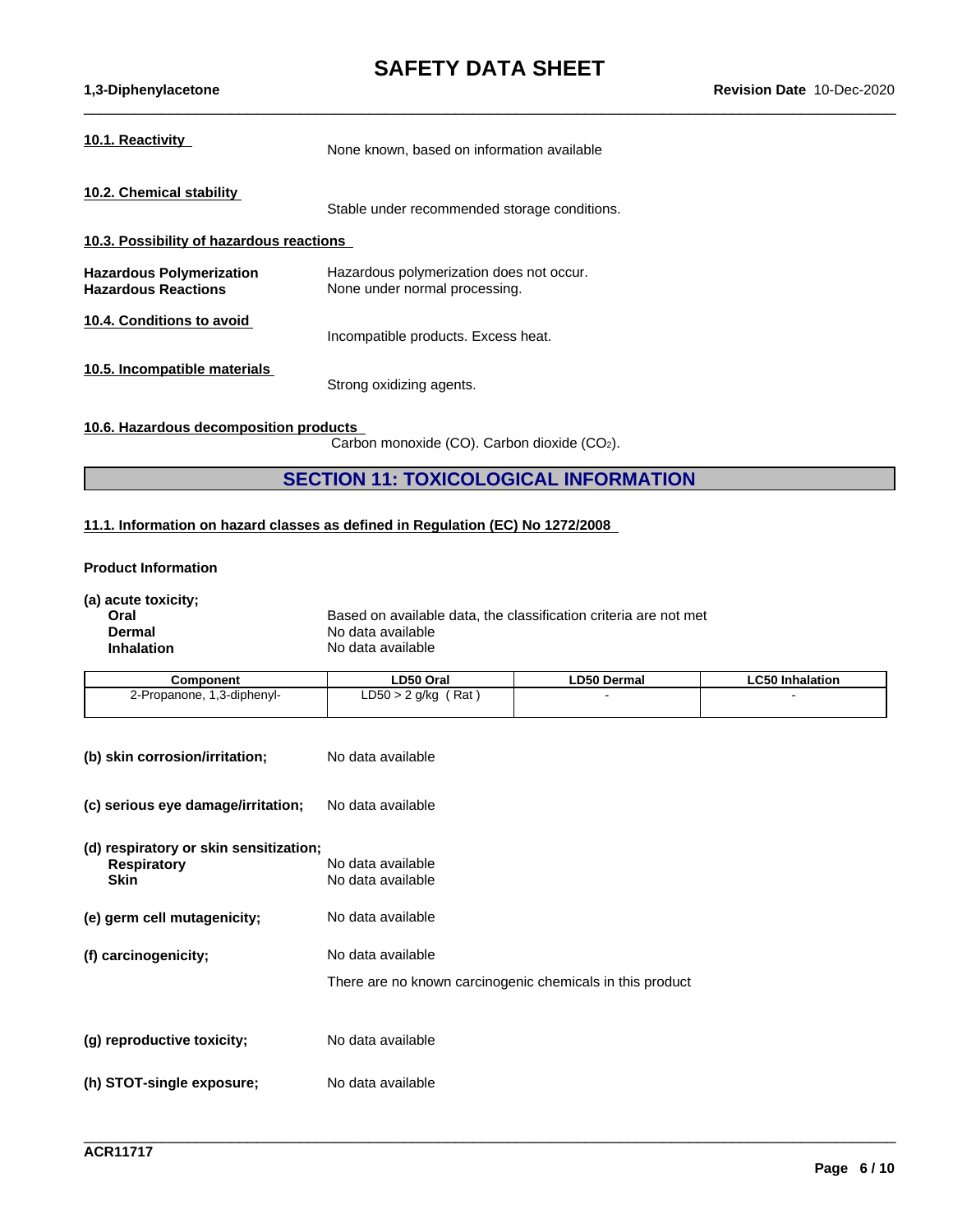**10.1. Reactivity**

None known, based on information available

**10.2. Chemical stability**

Stable under recommended storage conditions.

**10.3. Possibility of hazardous reactions**

**Hazardous Polymerization** Hazardous polymerization does not occur.
**Hazardous Reactions** None under normal processing.

**10.4. Conditions to avoid**

Incompatible products. Excess heat.

**10.5. Incompatible materials**

Strong oxidizing agents.

**10.6. Hazardous decomposition products**

Carbon monoxide (CO). Carbon dioxide ($CO_2$).

## SECTION 11: TOXICOLOGICAL INFORMATION

**11.1. Information on hazard classes as defined in Regulation (EC) No 1272/2008**

**Product Information**

**(a) acute toxicity;**

**Oral** Based on available data, the classification criteria are not met
**Dermal** No data available
**Inhalation** No data available

| Component | LD50 Oral | LD50 Dermal | LC50 Inhalation |
|---|---|---|---|
| 2-Propanone, 1,3-diphenyl- | LD50 > 2 g/kg ( Rat ) | - | - |

**(b) skin corrosion/irritation;** No data available

**(c) serious eye damage/irritation;** No data available

**(d) respiratory or skin sensitization;**
**Respiratory** No data available
**Skin** No data available

**(e) germ cell mutagenicity;** No data available

**(f) carcinogenicity;** No data available

There are no known carcinogenic chemicals in this product

**(g) reproductive toxicity;** No data available

**(h) STOT-single exposure;** No data available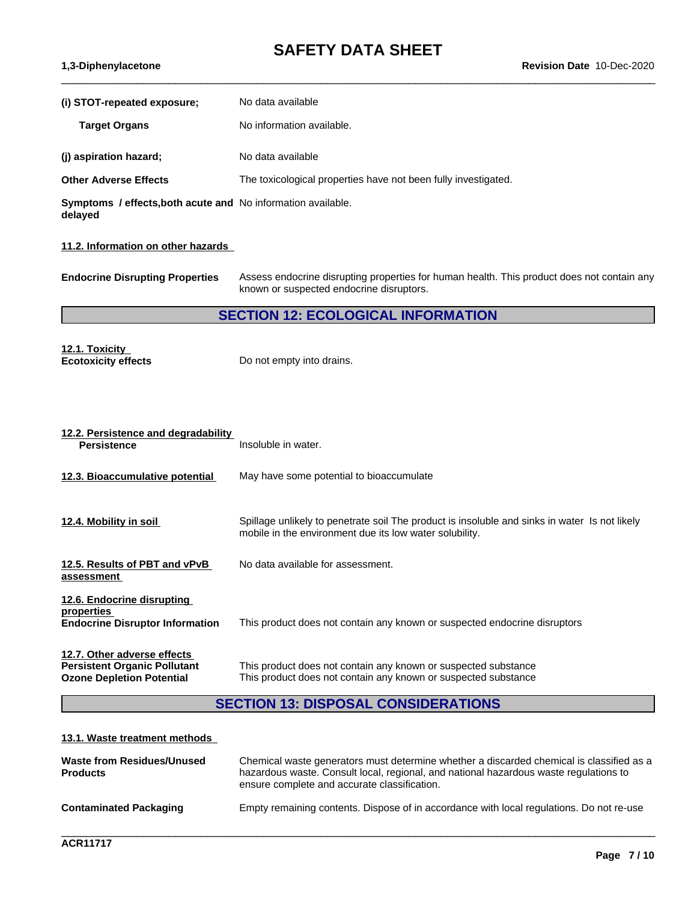**(i) STOT-repeated exposure;** No data available

**Target Organs** No information available.

**(j) aspiration hazard;** No data available

**Other Adverse Effects** The toxicological properties have not been fully investigated.

**Symptoms / effects,both acute and delayed** No information available.

### 11.2. Information on other hazards

**Endocrine Disrupting Properties** Assess endocrine disrupting properties for human health. This product does not contain any known or suspected endocrine disruptors.

## SECTION 12: ECOLOGICAL INFORMATION

### 12.1. Toxicity

**Ecotoxicity effects** Do not empty into drains.

### 12.2. Persistence and degradability

**Persistence** Insoluble in water.

### 12.3. Bioaccumulative potential

May have some potential to bioaccumulate

### 12.4. Mobility in soil

Spillage unlikely to penetrate soil The product is insoluble and sinks in water Is not likely mobile in the environment due its low water solubility.

### 12.5. Results of PBT and vPvB assessment

No data available for assessment.

### 12.6. Endocrine disrupting properties

**Endocrine Disruptor Information** This product does not contain any known or suspected endocrine disruptors

### 12.7. Other adverse effects

**Persistent Organic Pollutant** This product does not contain any known or suspected substance

**Ozone Depletion Potential** This product does not contain any known or suspected substance

## SECTION 13: DISPOSAL CONSIDERATIONS

### 13.1. Waste treatment methods

**Waste from Residues/Unused Products** Chemical waste generators must determine whether a discarded chemical is classified as a hazardous waste. Consult local, regional, and national hazardous waste regulations to ensure complete and accurate classification.

**Contaminated Packaging** Empty remaining contents. Dispose of in accordance with local regulations. Do not re-use

ACR11717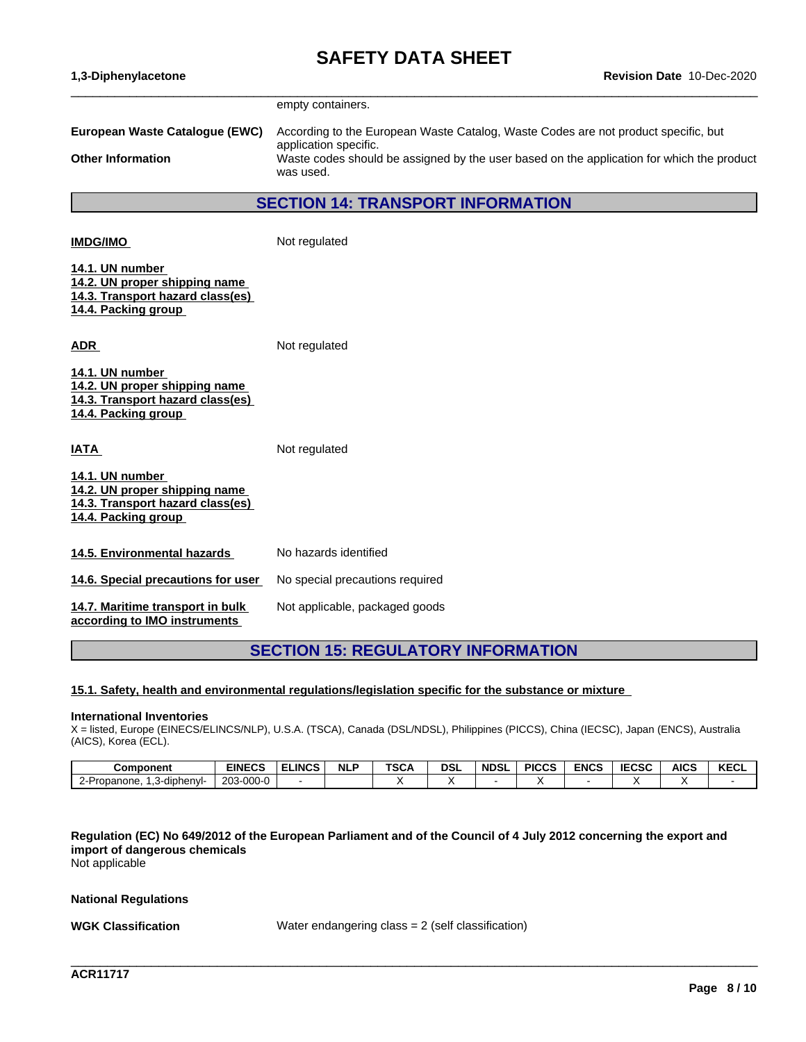empty containers.

**European Waste Catalogue (EWC)** According to the European Waste Catalog, Waste Codes are not product specific, but application specific.

**Other Information** Waste codes should be assigned by the user based on the application for which the product was used.

## SECTION 14: TRANSPORT INFORMATION

**IMDG/IMO** Not regulated

**14.1. UN number**
**14.2. UN proper shipping name**
**14.3. Transport hazard class(es)**
**14.4. Packing group**

**ADR** Not regulated

**14.1. UN number**
**14.2. UN proper shipping name**
**14.3. Transport hazard class(es)**
**14.4. Packing group**

**IATA** Not regulated

**14.1. UN number**
**14.2. UN proper shipping name**
**14.3. Transport hazard class(es)**
**14.4. Packing group**

**14.5. Environmental hazards** No hazards identified

**14.6. Special precautions for user** No special precautions required

**14.7. Maritime transport in bulk according to IMO instruments** Not applicable, packaged goods

## SECTION 15: REGULATORY INFORMATION

**15.1. Safety, health and environmental regulations/legislation specific for the substance or mixture**

**International Inventories**
X = listed, Europe (EINECS/ELINCS/NLP), U.S.A. (TSCA), Canada (DSL/NDSL), Philippines (PICCS), China (IECSC), Japan (ENCS), Australia (AICS), Korea (ECL).

| Component | EINECS | ELINCS | NLP | TSCA | DSL | NDSL | PICCS | ENCS | IECSC | AICS | KECL |
|---|---|---|---|---|---|---|---|---|---|---|---|
| 2-Propanone, 1,3-diphenyl- | 203-000-0 | - | | X | X | - | X | - | X | X | - |

**Regulation (EC) No 649/2012 of the European Parliament and of the Council of 4 July 2012 concerning the export and import of dangerous chemicals**
Not applicable

**National Regulations**

**WGK Classification** Water endangering class = 2 (self classification)

**ACR11717**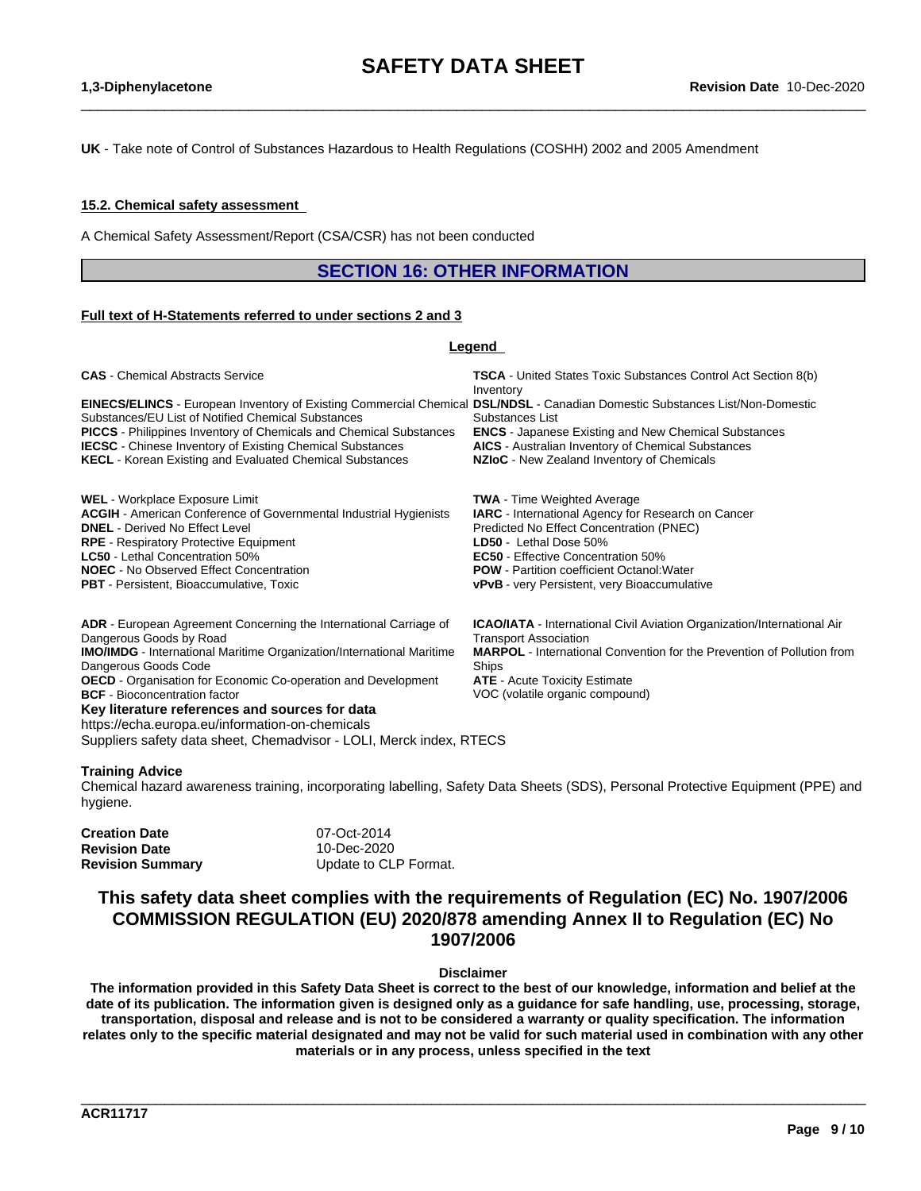**UK** - Take note of Control of Substances Hazardous to Health Regulations (COSHH) 2002 and 2005 Amendment

### 15.2. Chemical safety assessment

A Chemical Safety Assessment/Report (CSA/CSR) has not been conducted

## SECTION 16: OTHER INFORMATION

### Full text of H-Statements referred to under sections 2 and 3

**Legend**

**CAS** - Chemical Abstracts Service
**EINECS/ELINCS** - European Inventory of Existing Commercial Chemical Substances/EU List of Notified Chemical Substances
**PICCS** - Philippines Inventory of Chemicals and Chemical Substances
**IECSC** - Chinese Inventory of Existing Chemical Substances
**KECL** - Korean Existing and Evaluated Chemical Substances

**TSCA** - United States Toxic Substances Control Act Section 8(b) Inventory
**DSL/NDSL** - Canadian Domestic Substances List/Non-Domestic Substances List
**ENCS** - Japanese Existing and New Chemical Substances
**AICS** - Australian Inventory of Chemical Substances
**NZIoC** - New Zealand Inventory of Chemicals

**WEL** - Workplace Exposure Limit
**ACGIH** - American Conference of Governmental Industrial Hygienists
**DNEL** - Derived No Effect Level
**RPE** - Respiratory Protective Equipment
**LC50** - Lethal Concentration 50%
**NOEC** - No Observed Effect Concentration
**PBT** - Persistent, Bioaccumulative, Toxic

**TWA** - Time Weighted Average
**IARC** - International Agency for Research on Cancer
Predicted No Effect Concentration (PNEC)
**LD50** - Lethal Dose 50%
**EC50** - Effective Concentration 50%
**POW** - Partition coefficient Octanol:Water
**vPvB** - very Persistent, very Bioaccumulative

**ADR** - European Agreement Concerning the International Carriage of Dangerous Goods by Road
**IMO/IMDG** - International Maritime Organization/International Maritime Dangerous Goods Code
**OECD** - Organisation for Economic Co-operation and Development
**BCF** - Bioconcentration factor

**ICAO/IATA** - International Civil Aviation Organization/International Air Transport Association
**MARPOL** - International Convention for the Prevention of Pollution from Ships
**ATE** - Acute Toxicity Estimate
VOC (volatile organic compound)

**Key literature references and sources for data**
https://echa.europa.eu/information-on-chemicals
Suppliers safety data sheet, Chemadvisor - LOLI, Merck index, RTECS

**Training Advice**
Chemical hazard awareness training, incorporating labelling, Safety Data Sheets (SDS), Personal Protective Equipment (PPE) and hygiene.

| | |
|---|---|
| **Creation Date** | 07-Oct-2014 |
| **Revision Date** | 10-Dec-2020 |
| **Revision Summary** | Update to CLP Format. |

**This safety data sheet complies with the requirements of Regulation (EC) No. 1907/2006 COMMISSION REGULATION (EU) 2020/878 amending Annex II to Regulation (EC) No 1907/2006**

**Disclaimer**

**The information provided in this Safety Data Sheet is correct to the best of our knowledge, information and belief at the date of its publication. The information given is designed only as a guidance for safe handling, use, processing, storage, transportation, disposal and release and is not to be considered a warranty or quality specification. The information relates only to the specific material designated and may not be valid for such material used in combination with any other materials or in any process, unless specified in the text**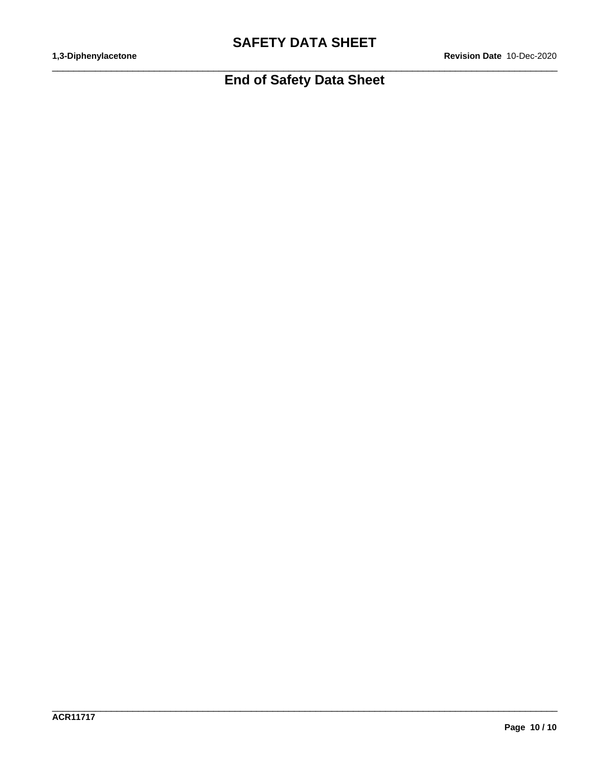## End of Safety Data Sheet